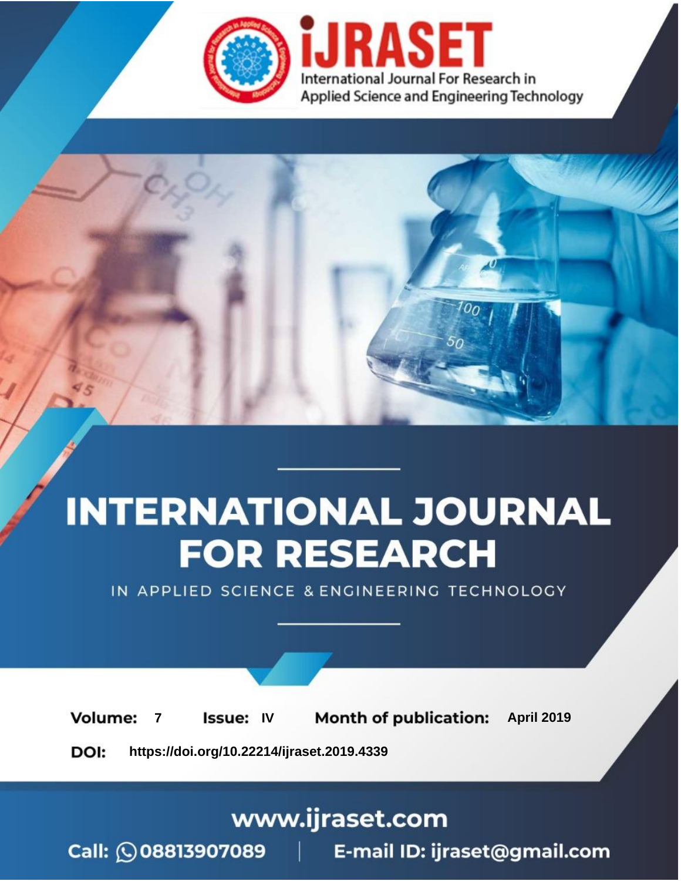iJRASET

International Journal For Research in Applied Science and Engineering Technology

# INTERNATIONAL JOURNAL FOR RESEARCH

IN APPLIED SCIENCE & ENGINEERING TECHNOLOGY

**Volume:** 7 **Issue:** IV **Month of publication:** April 2019

**DOI:** https://doi.org/10.22214/ijraset.2019.4339

www.ijraset.com

Call: 08813907089 | E-mail ID: ijraset@gmail.com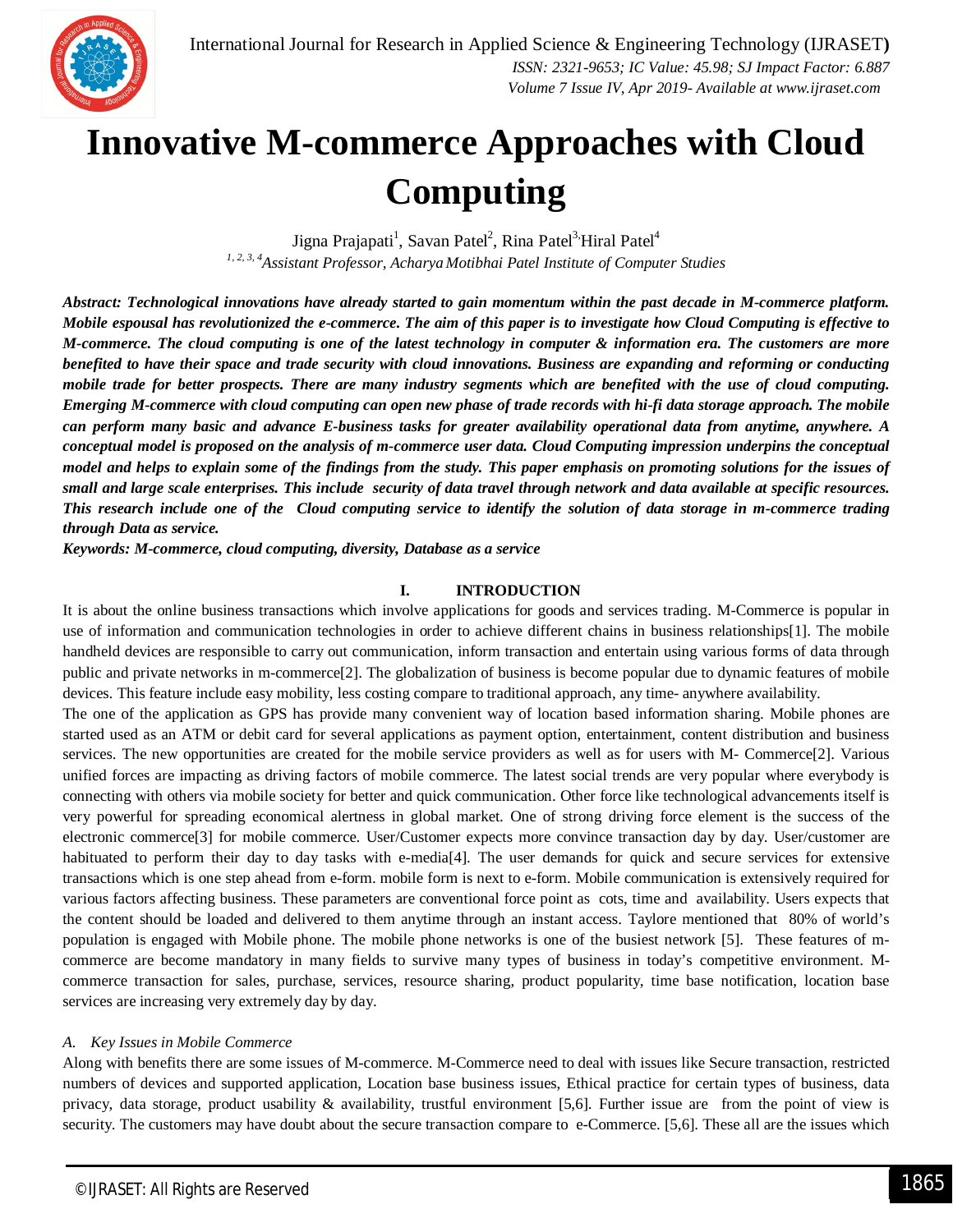# Innovative M-commerce Approaches with Cloud Computing

Jigna Prajapati[1], Savan Patel[2], Rina Patel[3], Hiral Patel[4]

[1, 2, 3, 4] *Assistant Professor, Acharya Motibhai Patel Institute of Computer Studies*

***Abstract:** Technological innovations have already started to gain momentum within the past decade in M-commerce platform. Mobile espousal has revolutionized the e-commerce. The aim of this paper is to investigate how Cloud Computing is effective to M-commerce. The cloud computing is one of the latest technology in computer & information era. The customers are more benefited to have their space and trade security with cloud innovations. Business are expanding and reforming or conducting mobile trade for better prospects. There are many industry segments which are benefited with the use of cloud computing. Emerging M-commerce with cloud computing can open new phase of trade records with hi-fi data storage approach. The mobile can perform many basic and advance E-business tasks for greater availability operational data from anytime, anywhere. A conceptual model is proposed on the analysis of m-commerce user data. Cloud Computing impression underpins the conceptual model and helps to explain some of the findings from the study. This paper emphasis on promoting solutions for the issues of small and large scale enterprises. This include security of data travel through network and data available at specific resources. This research include one of the Cloud computing service to identify the solution of data storage in m-commerce trading through Data as service.*

***Keywords:** M-commerce, cloud computing, diversity, Database as a service*

## I. INTRODUCTION

It is about the online business transactions which involve applications for goods and services trading. M-Commerce is popular in use of information and communication technologies in order to achieve different chains in business relationships[1]. The mobile handheld devices are responsible to carry out communication, inform transaction and entertain using various forms of data through public and private networks in m-commerce[2]. The globalization of business is become popular due to dynamic features of mobile devices. This feature include easy mobility, less costing compare to traditional approach, any time- anywhere availability.

The one of the application as GPS has provide many convenient way of location based information sharing. Mobile phones are started used as an ATM or debit card for several applications as payment option, entertainment, content distribution and business services. The new opportunities are created for the mobile service providers as well as for users with M- Commerce[2]. Various unified forces are impacting as driving factors of mobile commerce. The latest social trends are very popular where everybody is connecting with others via mobile society for better and quick communication. Other force like technological advancements itself is very powerful for spreading economical alertness in global market. One of strong driving force element is the success of the electronic commerce[3] for mobile commerce. User/Customer expects more convince transaction day by day. User/customer are habituated to perform their day to day tasks with e-media[4]. The user demands for quick and secure services for extensive transactions which is one step ahead from e-form. mobile form is next to e-form. Mobile communication is extensively required for various factors affecting business. These parameters are conventional force point as cots, time and availability. Users expects that the content should be loaded and delivered to them anytime through an instant access. Taylore mentioned that 80% of world's population is engaged with Mobile phone. The mobile phone networks is one of the busiest network [5]. These features of m-commerce are become mandatory in many fields to survive many types of business in today's competitive environment. M-commerce transaction for sales, purchase, services, resource sharing, product popularity, time base notification, location base services are increasing very extremely day by day.

### *A. Key Issues in Mobile Commerce*

Along with benefits there are some issues of M-commerce. M-Commerce need to deal with issues like Secure transaction, restricted numbers of devices and supported application, Location base business issues, Ethical practice for certain types of business, data privacy, data storage, product usability & availability, trustful environment [5,6]. Further issue are from the point of view is security. The customers may have doubt about the secure transaction compare to e-Commerce. [5,6]. These all are the issues which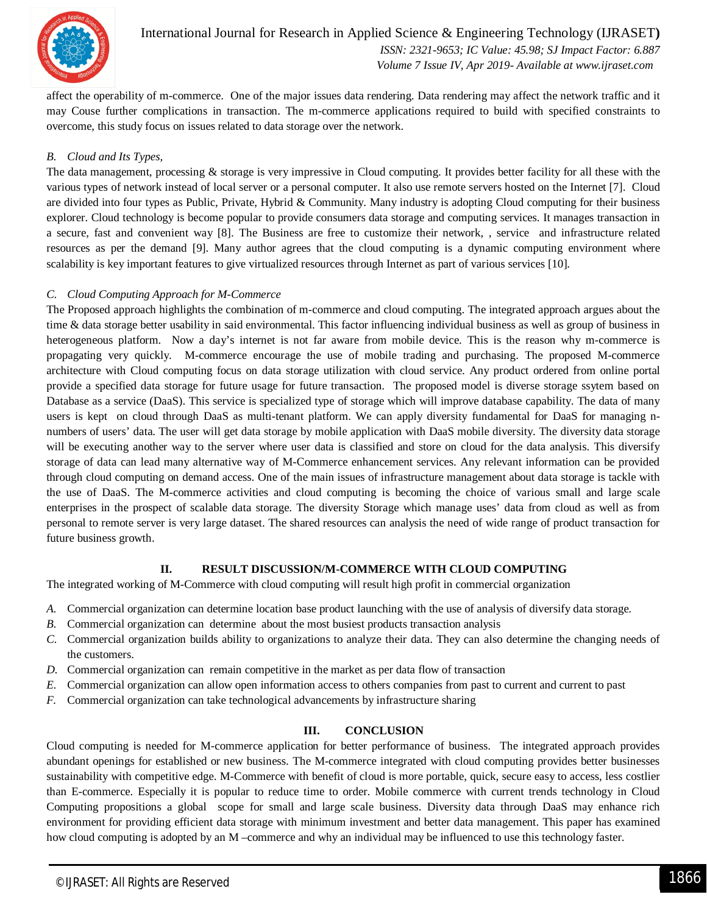affect the operability of m-commerce. One of the major issues data rendering. Data rendering may affect the network traffic and it may Couse further complications in transaction. The m-commerce applications required to build with specified constraints to overcome, this study focus on issues related to data storage over the network.

### *B. Cloud and Its Types,*

The data management, processing & storage is very impressive in Cloud computing. It provides better facility for all these with the various types of network instead of local server or a personal computer. It also use remote servers hosted on the Internet [7]. Cloud are divided into four types as Public, Private, Hybrid & Community. Many industry is adopting Cloud computing for their business explorer. Cloud technology is become popular to provide consumers data storage and computing services. It manages transaction in a secure, fast and convenient way [8]. The Business are free to customize their network, , service and infrastructure related resources as per the demand [9]. Many author agrees that the cloud computing is a dynamic computing environment where scalability is key important features to give virtualized resources through Internet as part of various services [10].

### *C. Cloud Computing Approach for M-Commerce*

The Proposed approach highlights the combination of m-commerce and cloud computing. The integrated approach argues about the time & data storage better usability in said environmental. This factor influencing individual business as well as group of business in heterogeneous platform. Now a day's internet is not far aware from mobile device. This is the reason why m-commerce is propagating very quickly. M-commerce encourage the use of mobile trading and purchasing. The proposed M-commerce architecture with Cloud computing focus on data storage utilization with cloud service. Any product ordered from online portal provide a specified data storage for future usage for future transaction. The proposed model is diverse storage ssytem based on Database as a service (DaaS). This service is specialized type of storage which will improve database capability. The data of many users is kept on cloud through DaaS as multi-tenant platform. We can apply diversity fundamental for DaaS for managing n-numbers of users' data. The user will get data storage by mobile application with DaaS mobile diversity. The diversity data storage will be executing another way to the server where user data is classified and store on cloud for the data analysis. This diversify storage of data can lead many alternative way of M-Commerce enhancement services. Any relevant information can be provided through cloud computing on demand access. One of the main issues of infrastructure management about data storage is tackle with the use of DaaS. The M-commerce activities and cloud computing is becoming the choice of various small and large scale enterprises in the prospect of scalable data storage. The diversity Storage which manage uses' data from cloud as well as from personal to remote server is very large dataset. The shared resources can analysis the need of wide range of product transaction for future business growth.

## II. RESULT DISCUSSION/M-COMMERCE WITH CLOUD COMPUTING

The integrated working of M-Commerce with cloud computing will result high profit in commercial organization

*A.* Commercial organization can determine location base product launching with the use of analysis of diversify data storage.
*B.* Commercial organization can determine about the most busiest products transaction analysis
*C.* Commercial organization builds ability to organizations to analyze their data. They can also determine the changing needs of the customers.
*D.* Commercial organization can remain competitive in the market as per data flow of transaction
*E.* Commercial organization can allow open information access to others companies from past to current and current to past
*F.* Commercial organization can take technological advancements by infrastructure sharing

## III. CONCLUSION

Cloud computing is needed for M-commerce application for better performance of business. The integrated approach provides abundant openings for established or new business. The M-commerce integrated with cloud computing provides better businesses sustainability with competitive edge. M-Commerce with benefit of cloud is more portable, quick, secure easy to access, less costlier than E-commerce. Especially it is popular to reduce time to order. Mobile commerce with current trends technology in Cloud Computing propositions a global scope for small and large scale business. Diversity data through DaaS may enhance rich environment for providing efficient data storage with minimum investment and better data management. This paper has examined how cloud computing is adopted by an M –commerce and why an individual may be influenced to use this technology faster.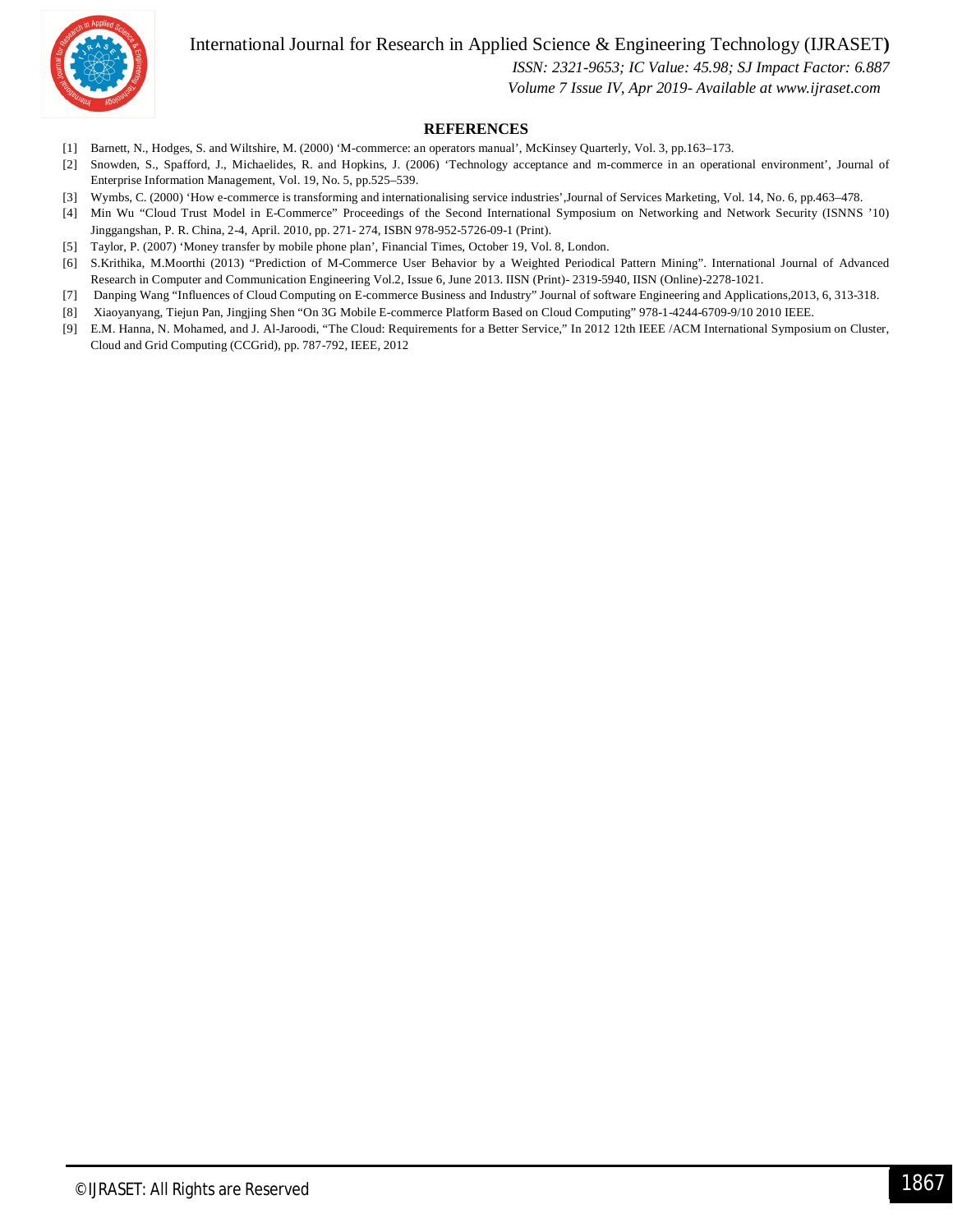## REFERENCES

[1] Barnett, N., Hodges, S. and Wiltshire, M. (2000) 'M-commerce: an operators manual', McKinsey Quarterly, Vol. 3, pp.163–173.

[2] Snowden, S., Spafford, J., Michaelides, R. and Hopkins, J. (2006) 'Technology acceptance and m-commerce in an operational environment', Journal of Enterprise Information Management, Vol. 19, No. 5, pp.525–539.

[3] Wymbs, C. (2000) 'How e-commerce is transforming and internationalising service industries',Journal of Services Marketing, Vol. 14, No. 6, pp.463–478.

[4] Min Wu "Cloud Trust Model in E-Commerce" Proceedings of the Second International Symposium on Networking and Network Security (ISNNS '10) Jinggangshan, P. R. China, 2-4, April. 2010, pp. 271- 274, ISBN 978-952-5726-09-1 (Print).

[5] Taylor, P. (2007) 'Money transfer by mobile phone plan', Financial Times, October 19, Vol. 8, London.

[6] S.Krithika, M.Moorthi (2013) "Prediction of M-Commerce User Behavior by a Weighted Periodical Pattern Mining". International Journal of Advanced Research in Computer and Communication Engineering Vol.2, Issue 6, June 2013. IISN (Print)- 2319-5940, IISN (Online)-2278-1021.

[7] Danping Wang "Influences of Cloud Computing on E-commerce Business and Industry" Journal of software Engineering and Applications,2013, 6, 313-318.

[8] Xiaoyanyang, Tiejun Pan, Jingjing Shen "On 3G Mobile E-commerce Platform Based on Cloud Computing" 978-1-4244-6709-9/10 2010 IEEE.

[9] E.M. Hanna, N. Mohamed, and J. Al-Jaroodi, "The Cloud: Requirements for a Better Service," In 2012 12th IEEE /ACM International Symposium on Cluster, Cloud and Grid Computing (CCGrid), pp. 787-792, IEEE, 2012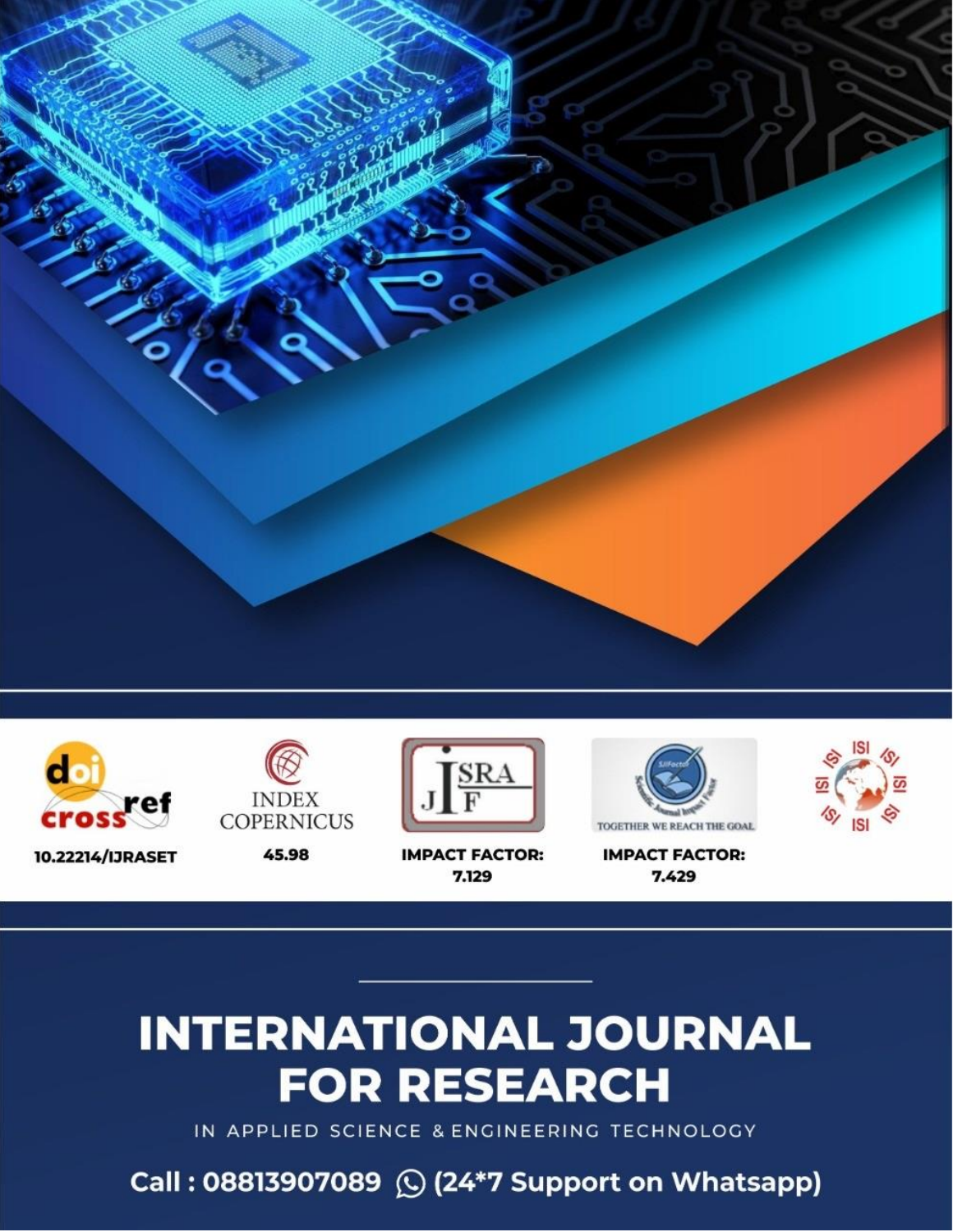10.22214/IJRASET

INDEX COPERNICUS

45.98

IMPACT FACTOR: 7.129

IMPACT FACTOR: 7.429

# INTERNATIONAL JOURNAL FOR RESEARCH

IN APPLIED SCIENCE & ENGINEERING TECHNOLOGY

Call : 08813907089 (24*7 Support on Whatsapp)